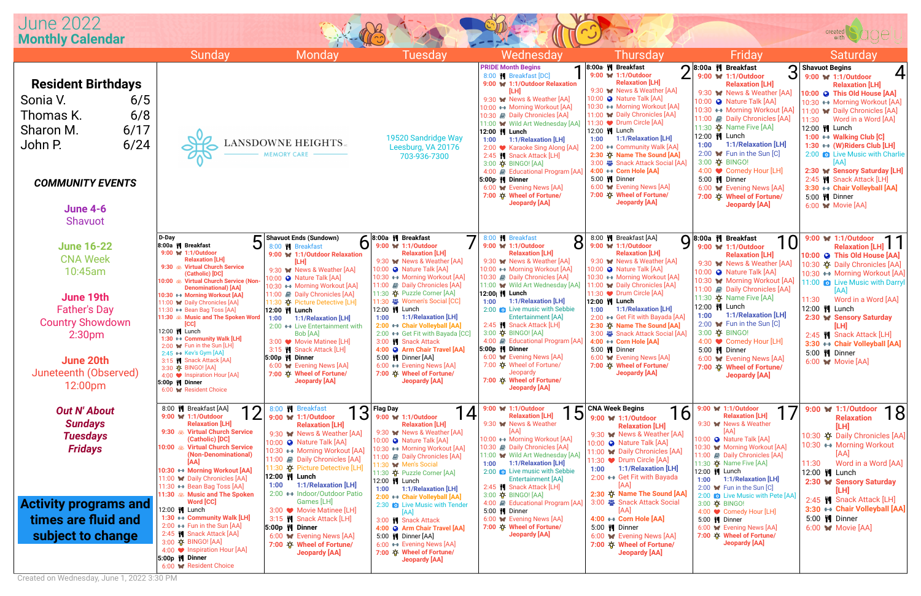# June 2022
## Monthly Calendar

| Sunday | Monday | Tuesday | Wednesday | Thursday | Friday | Saturday |
|---|---|---|---|---|---|---|
| **Resident Birthdays** Sonia V. 6/5; Thomas K. 6/8; Sharon M. 6/17; John P. 6/24 | LANSDOWNE HEIGHTS MEMORY CARE | 19520 Sandridge Way Leesburg, VA 20176 703-936-7300 | **1** PRIDE Month Begins; 8:00 Breakfast [DC]; 9:00 1:1/Outdoor Relaxation [LH]; 9:30 News & Weather [AA]; 10:00 Morning Workout [AA]; 10:30 Daily Chronicles [AA]; 11:00 Wild Art Wednesday [AA]; 12:00 Lunch; 1:00 1:1/Relaxation [LH]; 2:00 Karaoke Sing Along [AA]; 2:45 Snack Attack [LH]; 3:00 BINGO! [AA]; 4:00 Educational Program [AA]; 5:00p Dinner; 6:00 Evening News [AA]; 7:00 Wheel of Fortune/ Jeopardy [AA] | **2** 8:00a Breakfast; 9:00 1:1/Outdoor Relaxation [LH]; 9:30 News & Weather [AA]; 10:00 Nature Talk [AA]; 10:30 Morning Workout [AA]; 11:00 Daily Chronicles [AA]; 11:30 Drum Circle [AA]; 12:00 Lunch; 1:00 1:1/Relaxation [LH]; 2:00 Community Walk [AA]; 2:30 Name The Sound [AA]; 3:00 Snack Attack Social [AA]; 4:00 Corn Hole [AA]; 5:00 Dinner; 6:00 Evening News [AA]; 7:00 Wheel of Fortune/ Jeopardy [AA] | **3** 8:00a Breakfast; 9:00 1:1/Outdoor Relaxation [LH]; 9:30 News & Weather [AA]; 10:00 Nature Talk [AA]; 10:30 Morning Workout [AA]; 11:00 Daily Chronicles [AA]; 11:30 Name Five [AA]; 12:00 Lunch; 1:00 1:1/Relaxation [LH]; 2:00 Fun in the Sun [C]; 3:00 BINGO!; 4:00 Comedy Hour [LH]; 5:00 Dinner; 6:00 Evening News [AA]; 7:00 Wheel of Fortune/ Jeopardy [AA] | **4** Shavuot Begins; 9:00 1:1/Outdoor Relaxation [LH]; 10:00 This Old House [AA]; 10:30 Morning Workout [AA]; 11:00 Daily Chronicles [AA]; 11:30 Word in a Word [AA]; 12:00 Lunch; 1:00 Walking Club [C]; 1:30 (W)Riders Club [LH]; 2:00 Live Music with Charlie [AA]; 2:30 Sensory Saturday [LH]; 2:45 Snack Attack [LH]; 3:30 Chair Volleyball [AA]; 5:00 Dinner; 6:00 Movie [AA] |
| **5** D-Day; 8:00a Breakfast; 9:00 1:1/Outdoor Relaxation [LH]; 9:30 Virtual Church Service (Catholic) [DC]; 10:00 Virtual Church Service (Non-Denominational) [AA]; 10:30 Morning Workout [AA]; 11:00 Daily Chronicles [AA]; 11:30 Bean Bag Toss [AA]; 11:30 Music and The Spoken Word [CC]; 12:00 Lunch; 1:30 Community Walk [LH]; 2:00 Fun in the Sun [LH]; 2:45 Kev's Gym [AA]; 3:15 Snack Attack [AA]; 3:30 BINGO! [AA]; 4:00 Inspiration Hour [AA]; 5:00p Dinner; 6:00 Resident Choice | **6** Shavuot Ends (Sundown); 8:00 Breakfast; 9:00 1:1/Outdoor Relaxation [LH]; 9:30 News & Weather [AA]; 10:00 Nature Talk [AA]; 10:30 Morning Workout [AA]; 11:00 Daily Chronicles [AA]; 11:30 Picture Detective [LH]; 12:00 Lunch; 1:00 1:1/Relaxation [LH]; 2:00 Live Entertainment with Bob [AA]; 3:00 Movie Matinee [LH]; 3:15 Snack Attack [LH]; 5:00p Dinner; 6:00 Evening News [AA]; 7:00 Wheel of Fortune/ Jeopardy [AA] | **7** 8:00a Breakfast; 9:00 1:1/Outdoor Relaxation [LH]; 9:30 News & Weather [AA]; 10:00 Nature Talk [AA]; 10:30 Morning Workout [AA]; 11:00 Daily Chronicles [AA]; 11:30 Puzzle Corner [AA]; 11:30 Women's Social [CC]; 12:00 Lunch; 1:00 1:1/Relaxation [LH]; 2:00 Chair Volleyball [AA]; 2:00 Get Fit with Bayada [CC]; 3:00 Snack Attack; 4:00 Arm Chair Travel [AA]; 5:00 Dinner [AA]; 6:00 Evening News [AA]; 7:00 Wheel of Fortune/ Jeopardy [AA] | **8** 8:00 Breakfast; 9:00 1:1/Outdoor Relaxation [LH]; 9:30 News & Weather [AA]; 10:00 Morning Workout [AA]; 10:30 Daily Chronicles [AA]; 11:00 Wild Art Wednesday [AA]; 12:00 Lunch; 1:00 1:1/Relaxation [LH]; 2:00 Live music with Sebbie Entertainment [AA]; 2:45 Snack Attack [LH]; 3:00 BINGO! [AA]; 4:00 Educational Program [AA]; 5:00p Dinner; 6:00 Evening News [AA]; 7:00 Wheel of Fortune/ Jeopardy; 7:00 Wheel of Fortune/ Jeopardy [AA] | **9** 8:00 Breakfast [AA]; 9:00 1:1/Outdoor Relaxation [LH]; 9:30 News & Weather [AA]; 10:00 Nature Talk [AA]; 10:30 Morning Workout [AA]; 11:00 Daily Chronicles [AA]; 11:30 Drum Circle [AA]; 12:00 Lunch; 1:00 1:1/Relaxation [LH]; 2:00 Get Fit with Bayada [AA]; 2:30 Name The Sound [AA]; 3:00 Snack Attack Social [AA]; 4:00 Corn Hole [AA]; 5:00 Dinner; 6:00 Evening News [AA]; 7:00 Wheel of Fortune/ Jeopardy [AA] | **10** 8:00a Breakfast; 9:00 1:1/Outdoor Relaxation [LH]; 9:30 News & Weather [AA]; 10:00 Nature Talk [AA]; 10:30 Morning Workout [AA]; 11:00 Daily Chronicles [AA]; 11:30 Name Five [AA]; 12:00 Lunch; 1:00 1:1/Relaxation [LH]; 2:00 Fun in the Sun [C]; 3:00 BINGO!; 4:00 Comedy Hour [LH]; 5:00 Dinner; 6:00 Evening News [AA]; 7:00 Wheel of Fortune/ Jeopardy [AA] | **11** 9:00 1:1/Outdoor Relaxation [LH]; 10:00 This Old House [AA]; 10:30 Daily Chronicles [AA]; 10:30 Morning Workout [AA]; 11:00 Live Music with Darryl [AA]; 11:30 Word in a Word [AA]; 12:00 Lunch; 2:30 Sensory Saturday [LH]; 2:45 Snack Attack [LH]; 3:30 Chair Volleyball [AA]; 5:00 Dinner; 6:00 Movie [AA] |
| **12** 8:00 Breakfast [AA]; 9:00 1:1/Outdoor Relaxation [LH]; 9:30 Virtual Church Service (Catholic) [DC]; 10:00 Virtual Church Service (Non-Denominational) [AA]; 10:30 Morning Workout [AA]; 11:00 Daily Chronicles [AA]; 11:30 Bean Bag Toss [AA]; 11:30 Music and The Spoken Word [CC]; 12:00 Lunch; 1:30 Community Walk [LH]; 2:00 Fun in the Sun [AA]; 2:45 Snack Attack [AA]; 3:00 BINGO! [AA]; 4:00 Inspiration Hour [AA]; 5:00p Dinner; 6:00 Resident Choice | **13** 8:00 Breakfast; 9:00 1:1/Outdoor Relaxation [LH]; 9:30 News & Weather [AA]; 10:00 Nature Talk [AA]; 10:30 Morning Workout [AA]; 11:00 Daily Chronicles [AA]; 11:30 Picture Detective [LH]; 12:00 Lunch; 1:00 1:1/Relaxation [LH]; 2:00 Indoor/Outdoor Patio Games [LH]; 3:00 Movie Matinee [LH]; 3:15 Snack Attack [LH]; 5:00p Dinner; 6:00 Evening News [AA]; 7:00 Wheel of Fortune/ Jeopardy [AA] | **14** Flag Day; 9:00 1:1/Outdoor Relaxation [LH]; 9:30 News & Weather [AA]; 10:00 Nature Talk [AA]; 10:30 Morning Workout [AA]; 11:00 Daily Chronicles [AA]; 11:30 Men's Social; 11:30 Puzzle Corner [AA]; 12:00 Lunch; 1:00 1:1/Relaxation [LH]; 2:00 Chair Volleyball [AA]; 2:30 Live Music with Tender [AA]; 3:00 Snack Attack; 4:00 Arm Chair Travel [AA]; 5:00 Dinner [AA]; 6:00 Evening News [AA]; 7:00 Wheel of Fortune/ Jeopardy [AA] | **15** 9:00 1:1/Outdoor Relaxation [LH]; 9:30 News & Weather [AA]; 10:00 Morning Workout [AA]; 10:30 Daily Chronicles [AA]; 11:00 Wild Art Wednesday [AA]; 12:00 Lunch; 1:00 1:1/Relaxation [LH]; 2:00 Live music with Sebbie Entertainment [AA]; 2:45 Snack Attack [LH]; 3:00 BINGO! [AA]; 4:00 Educational Program [AA]; 5:00 Dinner; 6:00 Evening News [AA]; 7:00 Wheel of Fortune/ Jeopardy [AA] | **16** CNA Week Begins; 9:00 1:1/Outdoor Relaxation [LH]; 9:30 News & Weather [AA]; 10:00 Nature Talk [AA]; 11:00 Daily Chronicles [AA]; 11:30 Drum Circle [AA]; 1:00 1:1/Relaxation [LH]; 2:00 Get Fit with Bayada [AA]; 2:30 Name The Sound [AA]; 3:00 Snack Attack Social [AA]; 4:00 Corn Hole [AA]; 5:00 Dinner; 6:00 Evening News [AA]; 7:00 Wheel of Fortune/ Jeopardy [AA] | **17** 9:00 1:1/Outdoor Relaxation [LH]; 9:30 News & Weather [AA]; 10:00 Nature Talk [AA]; 10:30 Morning Workout [AA]; 11:00 Daily Chronicles [AA]; 11:30 Name Five [AA]; 12:00 Lunch; 1:00 1:1/Relaxation [LH]; 2:00 Fun in the Sun [C]; 2:00 Live Music with Pete [AA]; 3:00 BINGO!; 4:00 Comedy Hour [LH]; 5:00 Dinner; 6:00 Evening News [AA]; 7:00 Wheel of Fortune/ Jeopardy [AA] | **18** 9:00 1:1/Outdoor Relaxation [LH]; 10:30 Daily Chronicles [AA]; 10:30 Morning Workout [AA]; 11:30 Word in a Word [AA]; 12:00 Lunch; 2:30 Sensory Saturday [LH]; 2:45 Snack Attack [LH]; 3:30 Chair Volleyball [AA]; 5:00 Dinner; 6:00 Movie [AA] |

**COMMUNITY EVENTS**

**June 4-6**
Shavuot

**June 16-22**
CNA Week
10:45am

**June 19th**
Father's Day
Country Showdown
2:30pm

**June 20th**
Juneteenth (Observed)
12:00pm

***Out N' About***
***Sundays***
***Tuesdays***
***Fridays***

**Activity programs and times are fluid and subject to change**

Created on Wednesday, June 1, 2022 3:30 PM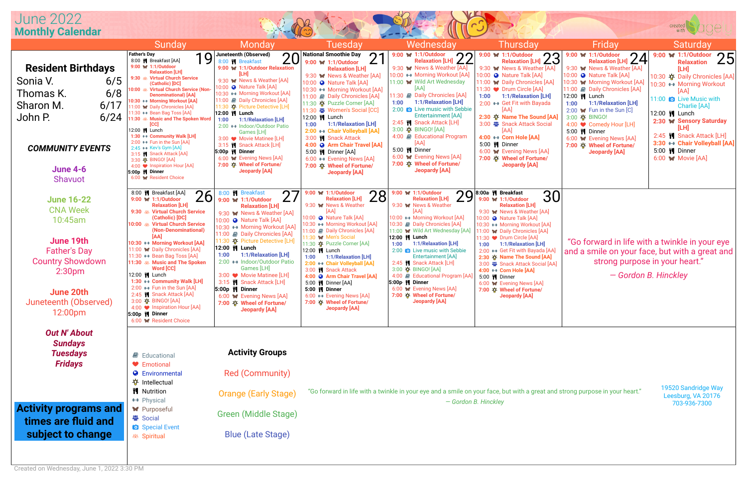# June 2022
## Monthly Calendar

created with Sugeu

### Resident Birthdays

- Sonia V. 6/5
- Thomas K. 6/8
- Sharon M. 6/17
- John P. 6/24

### COMMUNITY EVENTS

**June 4-6**
Shavuot

**June 16-22**
CNA Week
10:45am

**June 19th**
Father's Day
Country Showdown
2:30pm

**June 20th**
Juneteenth (Observed)
12:00pm

***Out N' About***
***Sundays***
***Tuesdays***
***Fridays***

**Activity programs and times are fluid and subject to change**

| Sunday | Monday | Tuesday | Wednesday | Thursday | Friday | Saturday |
|---|---|---|---|---|---|---|
| **19** Father's Day<br>8:00 Breakfast [AA]<br>9:00 1:1/Outdoor Relaxation [LH]<br>9:30 Virtual Church Service (Catholic) [DC]<br>10:00 Virtual Church Service (Non-Denominational) [AA]<br>10:30 Morning Workout [AA]<br>11:00 Daily Chronicles [AA]<br>11:30 Bean Bag Toss [AA]<br>11:30 Music and The Spoken Word [CC]<br>12:00 Lunch<br>1:30 Community Walk [LH]<br>2:00 Fun in the Sun [AA]<br>2:45 Kev's Gym [AA]<br>3:15 Snack Attack [AA]<br>3:30 BINGO! [AA]<br>4:00 Inspiration Hour [AA]<br>5:00p Dinner<br>6:00 Resident Choice | **20** Juneteenth (Observed)<br>8:00 Breakfast<br>9:00 1:1/Outdoor Relaxation [LH]<br>9:30 News & Weather [AA]<br>10:00 Nature Talk [AA]<br>10:30 Morning Workout [AA]<br>11:00 Daily Chronicles [AA]<br>11:30 Picture Detective [LH]<br>12:00 Lunch<br>1:00 1:1/Relaxation [LH]<br>2:00 Indoor/Outdoor Patio Games [LH]<br>3:00 Movie Matinee [LH]<br>3:15 Snack Attack [LH]<br>5:00p Dinner<br>6:00 Evening News [AA]<br>7:00 Wheel of Fortune/ Jeopardy [AA] | **21** National Smoothie Day<br>9:00 1:1/Outdoor Relaxation [LH]<br>9:30 News & Weather [AA]<br>10:00 Nature Talk [AA]<br>10:30 Morning Workout [AA]<br>11:00 Daily Chronicles [AA]<br>11:30 Puzzle Corner [AA]<br>11:30 Women's Social [CC]<br>12:00 Lunch<br>1:00 1:1/Relaxation [LH]<br>2:00 Chair Volleyball [AA]<br>3:00 Snack Attack<br>4:00 Arm Chair Travel [AA]<br>5:00 Dinner [AA]<br>6:00 Evening News [AA]<br>7:00 Wheel of Fortune/ Jeopardy [AA] | **22**<br>9:00 1:1/Outdoor Relaxation [LH]<br>9:30 News & Weather [AA]<br>10:00 Morning Workout [AA]<br>11:00 Wild Art Wednesday [AA]<br>11:30 Daily Chronicles [AA]<br>1:00 1:1/Relaxation [LH]<br>2:00 Live music with Sebbie Entertainment [AA]<br>2:45 Snack Attack [LH]<br>3:00 BINGO! [AA]<br>4:00 Educational Program [AA]<br>5:00 Dinner<br>6:00 Evening News [AA]<br>7:00 Wheel of Fortune/ Jeopardy [AA] | **23**<br>9:00 1:1/Outdoor Relaxation [LH]<br>9:30 News & Weather [AA]<br>10:00 Nature Talk [AA]<br>11:00 Daily Chronicles [AA]<br>11:30 Drum Circle [AA]<br>1:00 1:1/Relaxation [LH]<br>2:00 Get Fit with Bayada [AA]<br>2:30 Name The Sound [AA]<br>3:00 Snack Attack Social [AA]<br>4:00 Corn Hole [AA]<br>5:00 Dinner<br>6:00 Evening News [AA]<br>7:00 Wheel of Fortune/ Jeopardy [AA] | **24**<br>9:00 1:1/Outdoor Relaxation [LH]<br>9:30 News & Weather [AA]<br>10:00 Nature Talk [AA]<br>10:30 Morning Workout [AA]<br>11:00 Daily Chronicles [AA]<br>12:00 Lunch<br>1:00 1:1/Relaxation [LH]<br>2:00 Fun in the Sun [C]<br>3:00 BINGO!<br>4:00 Comedy Hour [LH]<br>5:00 Dinner<br>6:00 Evening News [AA]<br>7:00 Wheel of Fortune/ Jeopardy [AA] | **25**<br>9:00 1:1/Outdoor Relaxation [LH]<br>10:30 Daily Chronicles [AA]<br>10:30 Morning Workout [AA]<br>11:00 Live Music with Charlie [AA]<br>12:00 Lunch<br>2:30 Sensory Saturday [LH]<br>2:45 Snack Attack [LH]<br>3:30 Chair Volleyball [AA]<br>5:00 Dinner<br>6:00 Movie [AA] |
| **26**<br>8:00 Breakfast [AA]<br>9:00 1:1/Outdoor Relaxation [LH]<br>9:30 Virtual Church Service (Catholic) [DC]<br>10:00 Virtual Church Service (Non-Denominational) [AA]<br>10:30 Morning Workout [AA]<br>11:00 Daily Chronicles [AA]<br>11:30 Bean Bag Toss [AA]<br>11:30 Music and The Spoken Word [CC]<br>12:00 Lunch<br>1:30 Community Walk [LH]<br>2:00 Fun in the Sun [AA]<br>2:45 Snack Attack [AA]<br>3:00 BINGO! [AA]<br>4:00 Inspiration Hour [AA]<br>5:00p Dinner<br>6:00 Resident Choice | **27**<br>8:00 Breakfast<br>9:00 1:1/Outdoor Relaxation [LH]<br>9:30 News & Weather [AA]<br>10:00 Nature Talk [AA]<br>10:30 Morning Workout [AA]<br>11:00 Daily Chronicles [AA]<br>11:30 Picture Detective [LH]<br>12:00 Lunch<br>1:00 1:1/Relaxation [LH]<br>2:00 Indoor/Outdoor Patio Games [LH]<br>3:00 Movie Matinee [LH]<br>3:15 Snack Attack [LH]<br>5:00p Dinner<br>6:00 Evening News [AA]<br>7:00 Wheel of Fortune/ Jeopardy [AA] | **28**<br>9:00 1:1/Outdoor Relaxation [LH]<br>9:30 News & Weather [AA]<br>10:00 Nature Talk [AA]<br>10:30 Morning Workout [AA]<br>11:00 Daily Chronicles [AA]<br>11:30 Men's Social<br>11:30 Puzzle Corner [AA]<br>12:00 Lunch<br>1:00 1:1/Relaxation [LH]<br>2:00 Chair Volleyball [AA]<br>3:00 Snack Attack<br>4:00 Arm Chair Travel [AA]<br>5:00 Dinner [AA]<br>6:00 Evening News [AA]<br>7:00 Wheel of Fortune/ Jeopardy [AA] | **29**<br>9:00 1:1/Outdoor Relaxation [LH]<br>9:30 News & Weather [AA]<br>10:00 Morning Workout [AA]<br>10:30 Daily Chronicles [AA]<br>11:00 Wild Art Wednesday [AA]<br>12:00 Lunch<br>1:00 1:1/Relaxation [LH]<br>2:00 Live music with Sebbie Entertainment [AA]<br>2:45 Snack Attack [LH]<br>3:00 BINGO! [AA]<br>4:00 Educational Program [AA]<br>5:00p Dinner<br>6:00 Evening News [AA]<br>7:00 Wheel of Fortune/ Jeopardy [AA] | **30**<br>8:00a Breakfast<br>9:00 1:1/Outdoor Relaxation [LH]<br>9:30 News & Weather [AA]<br>10:00 Nature Talk [AA]<br>10:30 Morning Workout [AA]<br>11:00 Daily Chronicles [AA]<br>11:30 Drum Circle [AA]<br>1:00 1:1/Relaxation [LH]<br>2:00 Get Fit with Bayada [AA]<br>2:30 Name The Sound [AA]<br>3:00 Snack Attack Social [AA]<br>4:00 Corn Hole [AA]<br>5:00 Dinner<br>6:00 Evening News [AA]<br>7:00 Wheel of Fortune/ Jeopardy [AA] | "Go forward in life with a twinkle in your eye and a smile on your face, but with a great and strong purpose in your heart."<br>*— Gordon B. Hinckley* | |

- Educational
- Emotional
- Environmental
- Intellectual
- Nutrition
- Physical
- Purposeful
- Social
- Special Event
- Spiritual

### Activity Groups

- Red (Community)
- Orange (Early Stage)
- Green (Middle Stage)
- Blue (Late Stage)

"Go forward in life with a twinkle in your eye and a smile on your face, but with a great and strong purpose in your heart."
*— Gordon B. Hinckley*

19520 Sandridge Way
Leesburg, VA 20176
703-936-7300

Created on Wednesday, June 1, 2022 3:30 PM